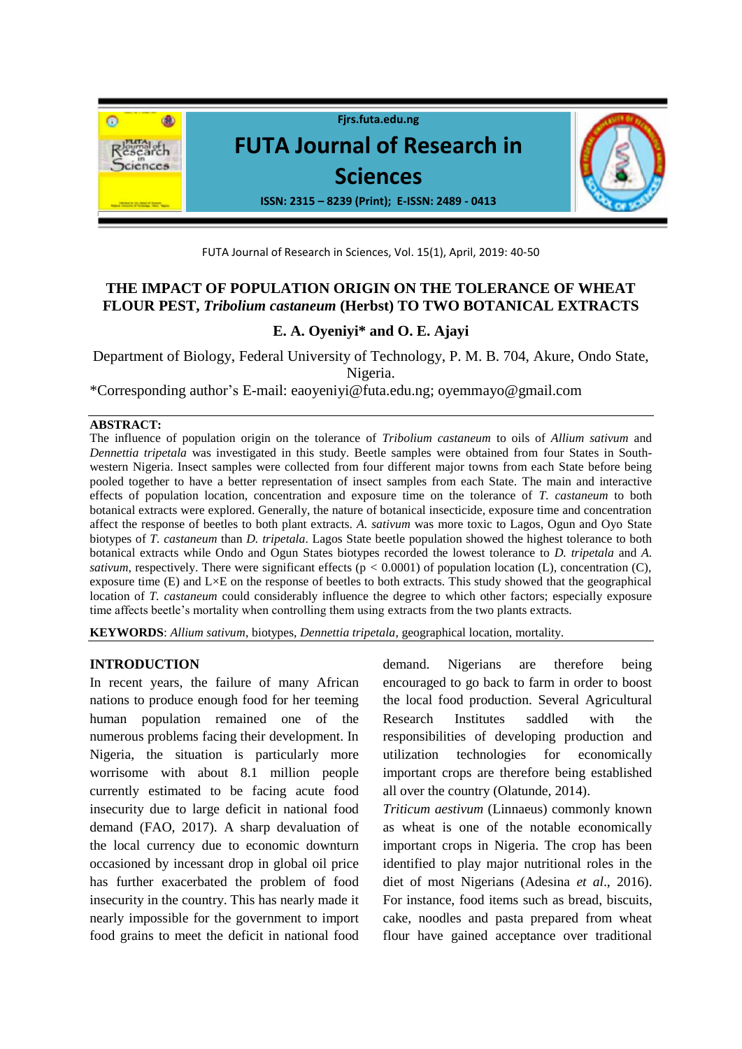# THE IMPACT OF POPULATION ORIGIN ON THE TOLERANCE OF WHEAT FLOUR PEST, *Tribolium castaneum* (Herbst) TO TWO BOTANICAL EXTRACTS

**E. A. Oyeniyi* and O. E. Ajayi**

Department of Biology, Federal University of Technology, P. M. B. 704, Akure, Ondo State, Nigeria.

*Corresponding author's E-mail: eaoyeniyi@futa.edu.ng; oyemmayo@gmail.com

**ABSTRACT:**

The influence of population origin on the tolerance of *Tribolium castaneum* to oils of *Allium sativum* and *Dennettia tripetala* was investigated in this study. Beetle samples were obtained from four States in South-western Nigeria. Insect samples were collected from four different major towns from each State before being pooled together to have a better representation of insect samples from each State. The main and interactive effects of population location, concentration and exposure time on the tolerance of *T. castaneum* to both botanical extracts were explored. Generally, the nature of botanical insecticide, exposure time and concentration affect the response of beetles to both plant extracts. *A. sativum* was more toxic to Lagos, Ogun and Oyo State biotypes of *T. castaneum* than *D. tripetala*. Lagos State beetle population showed the highest tolerance to both botanical extracts while Ondo and Ogun States biotypes recorded the lowest tolerance to *D. tripetala* and *A. sativum*, respectively. There were significant effects ($p < 0.0001$) of population location (L), concentration (C), exposure time (E) and L×E on the response of beetles to both extracts. This study showed that the geographical location of *T. castaneum* could considerably influence the degree to which other factors; especially exposure time affects beetle's mortality when controlling them using extracts from the two plants extracts.

**KEYWORDS**: *Allium sativum*, biotypes, *Dennettia tripetala*, geographical location, mortality.

## INTRODUCTION

In recent years, the failure of many African nations to produce enough food for her teeming human population remained one of the numerous problems facing their development. In Nigeria, the situation is particularly more worrisome with about 8.1 million people currently estimated to be facing acute food insecurity due to large deficit in national food demand (FAO, 2017). A sharp devaluation of the local currency due to economic downturn occasioned by incessant drop in global oil price has further exacerbated the problem of food insecurity in the country. This has nearly made it nearly impossible for the government to import food grains to meet the deficit in national food demand. Nigerians are therefore being encouraged to go back to farm in order to boost the local food production. Several Agricultural Research Institutes saddled with the responsibilities of developing production and utilization technologies for economically important crops are therefore being established all over the country (Olatunde, 2014).

*Triticum aestivum* (Linnaeus) commonly known as wheat is one of the notable economically important crops in Nigeria. The crop has been identified to play major nutritional roles in the diet of most Nigerians (Adesina *et al*., 2016). For instance, food items such as bread, biscuits, cake, noodles and pasta prepared from wheat flour have gained acceptance over traditional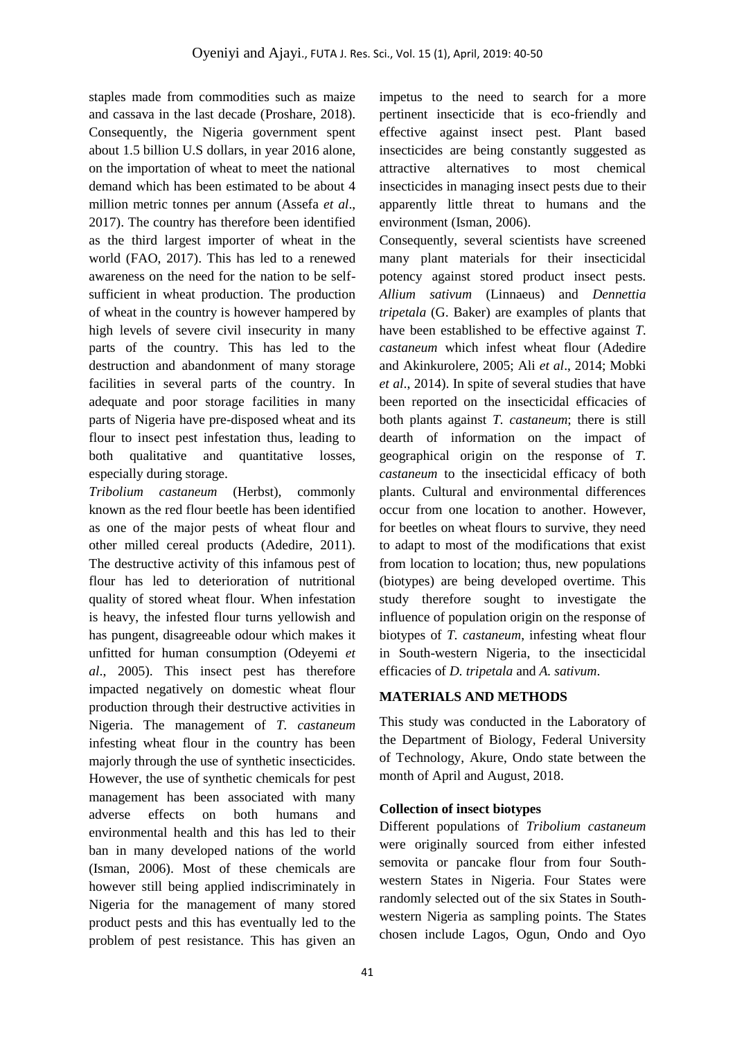staples made from commodities such as maize and cassava in the last decade (Proshare, 2018). Consequently, the Nigeria government spent about 1.5 billion U.S dollars, in year 2016 alone, on the importation of wheat to meet the national demand which has been estimated to be about 4 million metric tonnes per annum (Assefa *et al*., 2017). The country has therefore been identified as the third largest importer of wheat in the world (FAO, 2017). This has led to a renewed awareness on the need for the nation to be self-sufficient in wheat production. The production of wheat in the country is however hampered by high levels of severe civil insecurity in many parts of the country. This has led to the destruction and abandonment of many storage facilities in several parts of the country. In adequate and poor storage facilities in many parts of Nigeria have pre-disposed wheat and its flour to insect pest infestation thus, leading to both qualitative and quantitative losses, especially during storage.

*Tribolium castaneum* (Herbst), commonly known as the red flour beetle has been identified as one of the major pests of wheat flour and other milled cereal products (Adedire, 2011). The destructive activity of this infamous pest of flour has led to deterioration of nutritional quality of stored wheat flour. When infestation is heavy, the infested flour turns yellowish and has pungent, disagreeable odour which makes it unfitted for human consumption (Odeyemi *et al*., 2005). This insect pest has therefore impacted negatively on domestic wheat flour production through their destructive activities in Nigeria. The management of *T. castaneum* infesting wheat flour in the country has been majorly through the use of synthetic insecticides. However, the use of synthetic chemicals for pest management has been associated with many adverse effects on both humans and environmental health and this has led to their ban in many developed nations of the world (Isman, 2006). Most of these chemicals are however still being applied indiscriminately in Nigeria for the management of many stored product pests and this has eventually led to the problem of pest resistance. This has given an impetus to the need to search for a more pertinent insecticide that is eco-friendly and effective against insect pest. Plant based insecticides are being constantly suggested as attractive alternatives to most chemical insecticides in managing insect pests due to their apparently little threat to humans and the environment (Isman, 2006).

Consequently, several scientists have screened many plant materials for their insecticidal potency against stored product insect pests. *Allium sativum* (Linnaeus) and *Dennettia tripetala* (G. Baker) are examples of plants that have been established to be effective against *T. castaneum* which infest wheat flour (Adedire and Akinkurolere, 2005; Ali *et al*., 2014; Mobki *et al*., 2014). In spite of several studies that have been reported on the insecticidal efficacies of both plants against *T. castaneum*; there is still dearth of information on the impact of geographical origin on the response of *T. castaneum* to the insecticidal efficacy of both plants. Cultural and environmental differences occur from one location to another. However, for beetles on wheat flours to survive, they need to adapt to most of the modifications that exist from location to location; thus, new populations (biotypes) are being developed overtime. This study therefore sought to investigate the influence of population origin on the response of biotypes of *T. castaneum*, infesting wheat flour in South-western Nigeria, to the insecticidal efficacies of *D. tripetala* and *A. sativum*.

## MATERIALS AND METHODS

This study was conducted in the Laboratory of the Department of Biology, Federal University of Technology, Akure, Ondo state between the month of April and August, 2018.

### Collection of insect biotypes

Different populations of *Tribolium castaneum* were originally sourced from either infested semovita or pancake flour from four South-western States in Nigeria. Four States were randomly selected out of the six States in South-western Nigeria as sampling points. The States chosen include Lagos, Ogun, Ondo and Oyo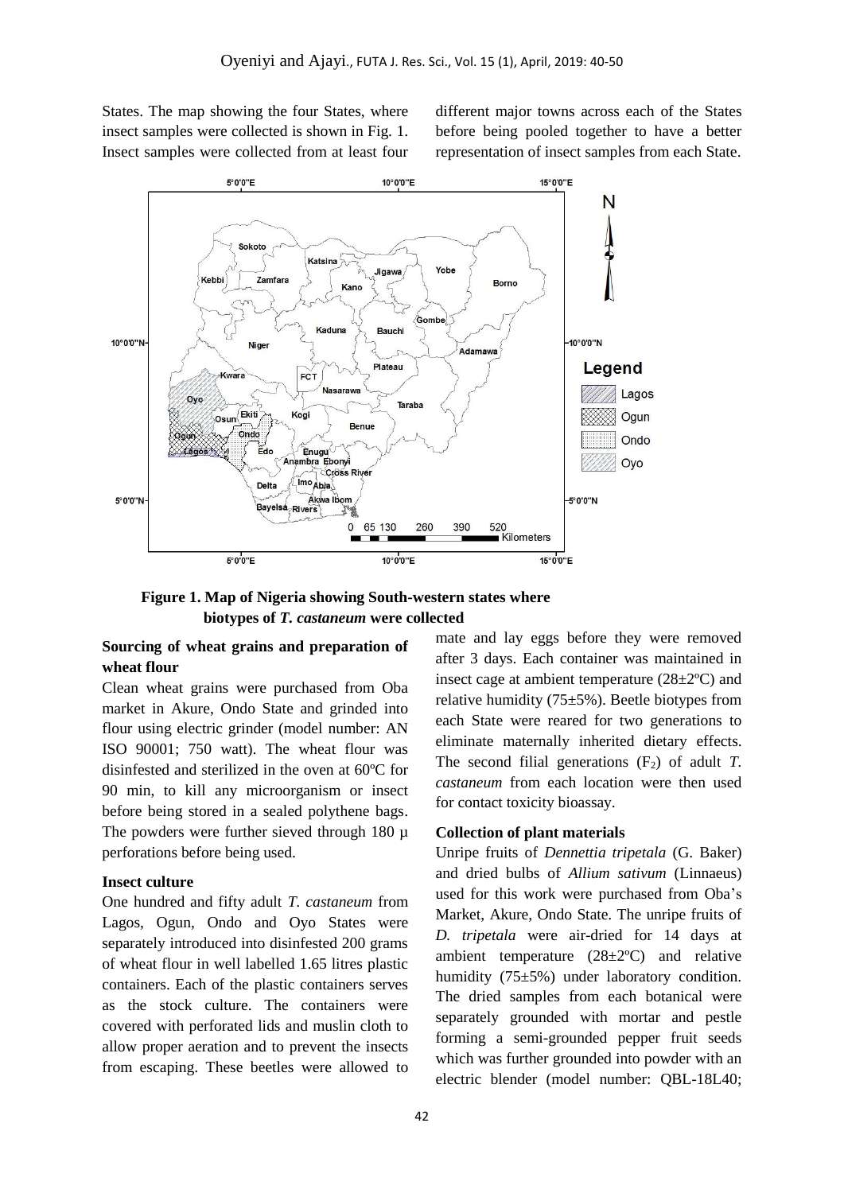States. The map showing the four States, where insect samples were collected is shown in Fig. 1. Insect samples were collected from at least four different major towns across each of the States before being pooled together to have a better representation of insect samples from each State.

**Figure 1. Map of Nigeria showing South-western states where biotypes of *T. castaneum* were collected**

**Sourcing of wheat grains and preparation of wheat flour**

Clean wheat grains were purchased from Oba market in Akure, Ondo State and grinded into flour using electric grinder (model number: AN ISO 90001; 750 watt). The wheat flour was disinfested and sterilized in the oven at 60ºC for 90 min, to kill any microorganism or insect before being stored in a sealed polythene bags. The powders were further sieved through 180 µ perforations before being used.

**Insect culture**

One hundred and fifty adult *T. castaneum* from Lagos, Ogun, Ondo and Oyo States were separately introduced into disinfested 200 grams of wheat flour in well labelled 1.65 litres plastic containers. Each of the plastic containers serves as the stock culture. The containers were covered with perforated lids and muslin cloth to allow proper aeration and to prevent the insects from escaping. These beetles were allowed to mate and lay eggs before they were removed after 3 days. Each container was maintained in insect cage at ambient temperature (28±2ºC) and relative humidity (75±5%). Beetle biotypes from each State were reared for two generations to eliminate maternally inherited dietary effects. The second filial generations ($F_2$) of adult *T. castaneum* from each location were then used for contact toxicity bioassay.

**Collection of plant materials**

Unripe fruits of *Dennettia tripetala* (G. Baker) and dried bulbs of *Allium sativum* (Linnaeus) used for this work were purchased from Oba's Market, Akure, Ondo State. The unripe fruits of *D. tripetala* were air-dried for 14 days at ambient temperature (28±2ºC) and relative humidity (75±5%) under laboratory condition. The dried samples from each botanical were separately grounded with mortar and pestle forming a semi-grounded pepper fruit seeds which was further grounded into powder with an electric blender (model number: QBL-18L40;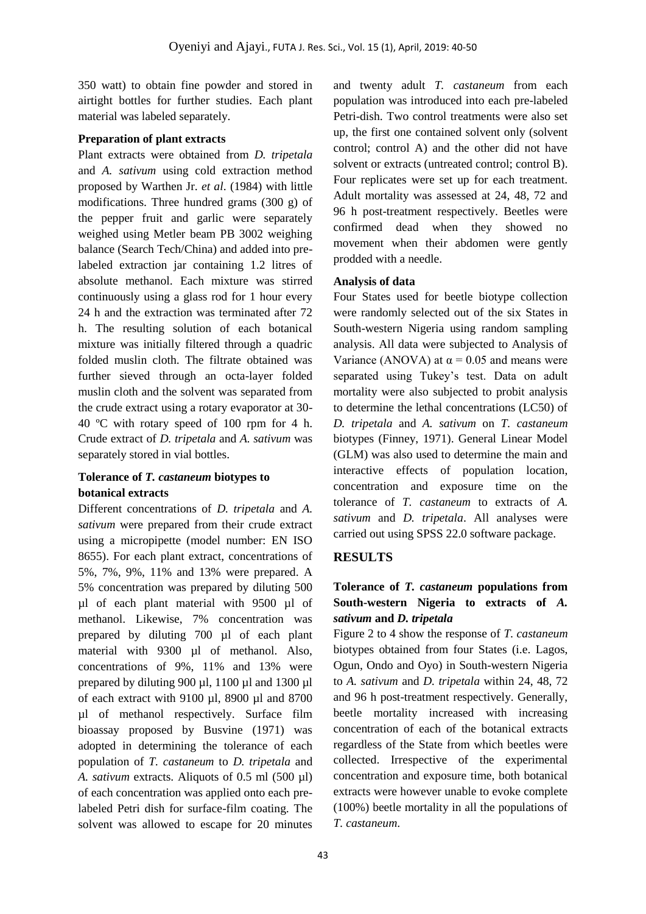350 watt) to obtain fine powder and stored in airtight bottles for further studies. Each plant material was labeled separately.

**Preparation of plant extracts**

Plant extracts were obtained from *D. tripetala* and *A. sativum* using cold extraction method proposed by Warthen Jr. *et al*. (1984) with little modifications. Three hundred grams (300 g) of the pepper fruit and garlic were separately weighed using Metler beam PB 3002 weighing balance (Search Tech/China) and added into pre-labeled extraction jar containing 1.2 litres of absolute methanol. Each mixture was stirred continuously using a glass rod for 1 hour every 24 h and the extraction was terminated after 72 h. The resulting solution of each botanical mixture was initially filtered through a quadric folded muslin cloth. The filtrate obtained was further sieved through an octa-layer folded muslin cloth and the solvent was separated from the crude extract using a rotary evaporator at 30-40 ºC with rotary speed of 100 rpm for 4 h. Crude extract of *D. tripetala* and *A. sativum* was separately stored in vial bottles.

**Tolerance of *T. castaneum* biotypes to botanical extracts**

Different concentrations of *D. tripetala* and *A. sativum* were prepared from their crude extract using a micropipette (model number: EN ISO 8655). For each plant extract, concentrations of 5%, 7%, 9%, 11% and 13% were prepared. A 5% concentration was prepared by diluting 500 µl of each plant material with 9500 µl of methanol. Likewise, 7% concentration was prepared by diluting 700 µl of each plant material with 9300 µl of methanol. Also, concentrations of 9%, 11% and 13% were prepared by diluting 900 µl, 1100 µl and 1300 µl of each extract with 9100 µl, 8900 µl and 8700 µl of methanol respectively. Surface film bioassay proposed by Busvine (1971) was adopted in determining the tolerance of each population of *T. castaneum* to *D. tripetala* and *A. sativum* extracts. Aliquots of 0.5 ml (500 µl) of each concentration was applied onto each pre-labeled Petri dish for surface-film coating. The solvent was allowed to escape for 20 minutes and twenty adult *T. castaneum* from each population was introduced into each pre-labeled Petri-dish. Two control treatments were also set up, the first one contained solvent only (solvent control; control A) and the other did not have solvent or extracts (untreated control; control B). Four replicates were set up for each treatment. Adult mortality was assessed at 24, 48, 72 and 96 h post-treatment respectively. Beetles were confirmed dead when they showed no movement when their abdomen were gently prodded with a needle.

**Analysis of data**

Four States used for beetle biotype collection were randomly selected out of the six States in South-western Nigeria using random sampling analysis. All data were subjected to Analysis of Variance (ANOVA) at $\alpha = 0.05$ and means were separated using Tukey's test. Data on adult mortality were also subjected to probit analysis to determine the lethal concentrations (LC50) of *D. tripetala* and *A. sativum* on *T. castaneum* biotypes (Finney, 1971). General Linear Model (GLM) was also used to determine the main and interactive effects of population location, concentration and exposure time on the tolerance of *T. castaneum* to extracts of *A. sativum* and *D. tripetala*. All analyses were carried out using SPSS 22.0 software package.

## RESULTS

### Tolerance of *T. castaneum* populations from South-western Nigeria to extracts of *A. sativum* and *D. tripetala*

Figure 2 to 4 show the response of *T. castaneum* biotypes obtained from four States (i.e. Lagos, Ogun, Ondo and Oyo) in South-western Nigeria to *A. sativum* and *D. tripetala* within 24, 48, 72 and 96 h post-treatment respectively. Generally, beetle mortality increased with increasing concentration of each of the botanical extracts regardless of the State from which beetles were collected. Irrespective of the experimental concentration and exposure time, both botanical extracts were however unable to evoke complete (100%) beetle mortality in all the populations of *T. castaneum*.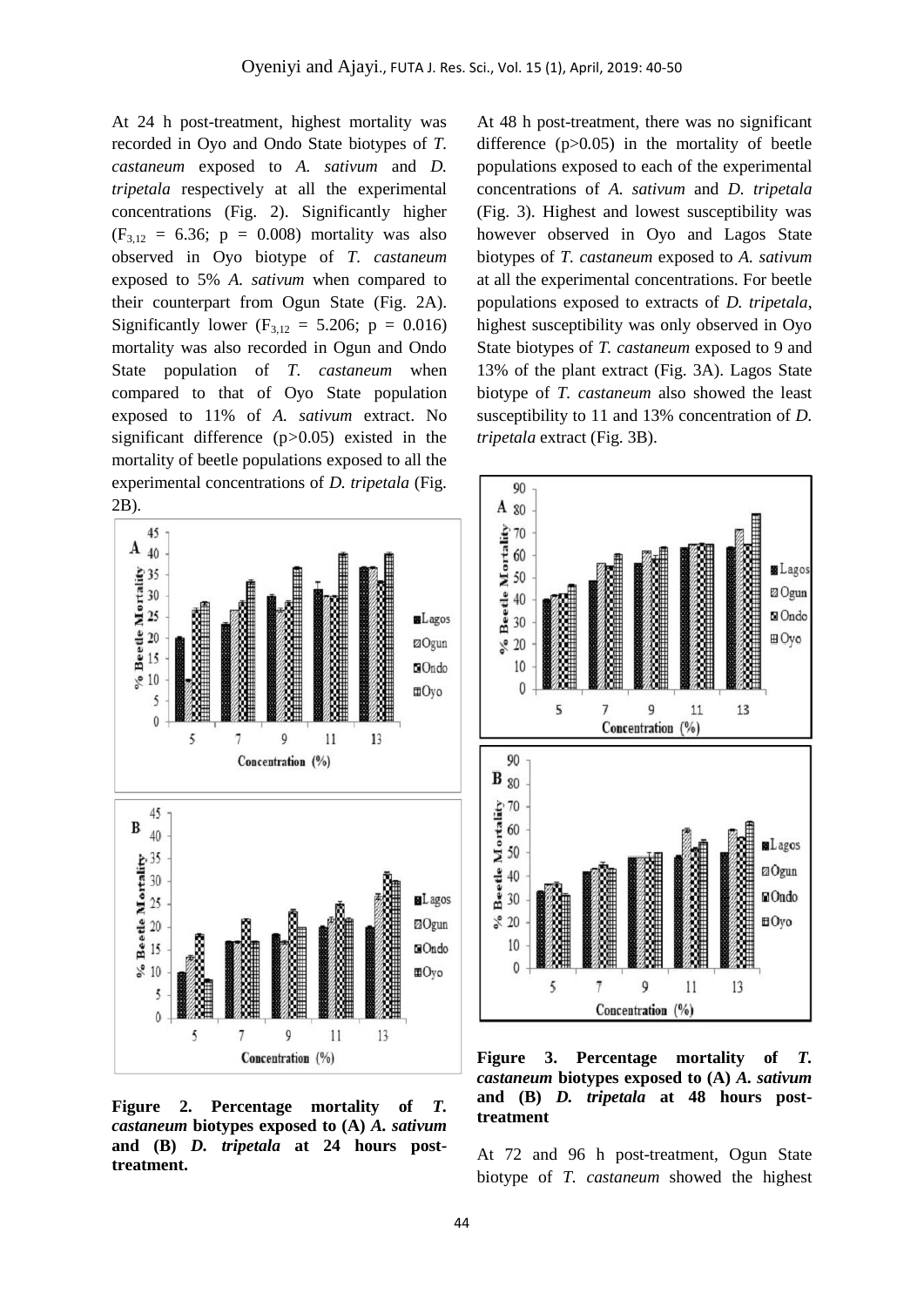At 24 h post-treatment, highest mortality was recorded in Oyo and Ondo State biotypes of *T. castaneum* exposed to *A. sativum* and *D. tripetala* respectively at all the experimental concentrations (Fig. 2). Significantly higher ($F_{3,12}$ = 6.36; p = 0.008) mortality was also observed in Oyo biotype of *T. castaneum* exposed to 5% *A. sativum* when compared to their counterpart from Ogun State (Fig. 2A). Significantly lower ($F_{3,12}$ = 5.206; p = 0.016) mortality was also recorded in Ogun and Ondo State population of *T. castaneum* when compared to that of Oyo State population exposed to 11% of *A. sativum* extract. No significant difference (p>0.05) existed in the mortality of beetle populations exposed to all the experimental concentrations of *D. tripetala* (Fig. 2B).

**Figure 2. Percentage mortality of *T. castaneum* biotypes exposed to (A) *A. sativum* and (B) *D. tripetala* at 24 hours post-treatment.**

At 48 h post-treatment, there was no significant difference (p>0.05) in the mortality of beetle populations exposed to each of the experimental concentrations of *A. sativum* and *D. tripetala* (Fig. 3). Highest and lowest susceptibility was however observed in Oyo and Lagos State biotypes of *T. castaneum* exposed to *A. sativum* at all the experimental concentrations. For beetle populations exposed to extracts of *D. tripetala*, highest susceptibility was only observed in Oyo State biotypes of *T. castaneum* exposed to 9 and 13% of the plant extract (Fig. 3A). Lagos State biotype of *T. castaneum* also showed the least susceptibility to 11 and 13% concentration of *D. tripetala* extract (Fig. 3B).

**Figure 3. Percentage mortality of *T. castaneum* biotypes exposed to (A) *A. sativum* and (B) *D. tripetala* at 48 hours post-treatment**

At 72 and 96 h post-treatment, Ogun State biotype of *T. castaneum* showed the highest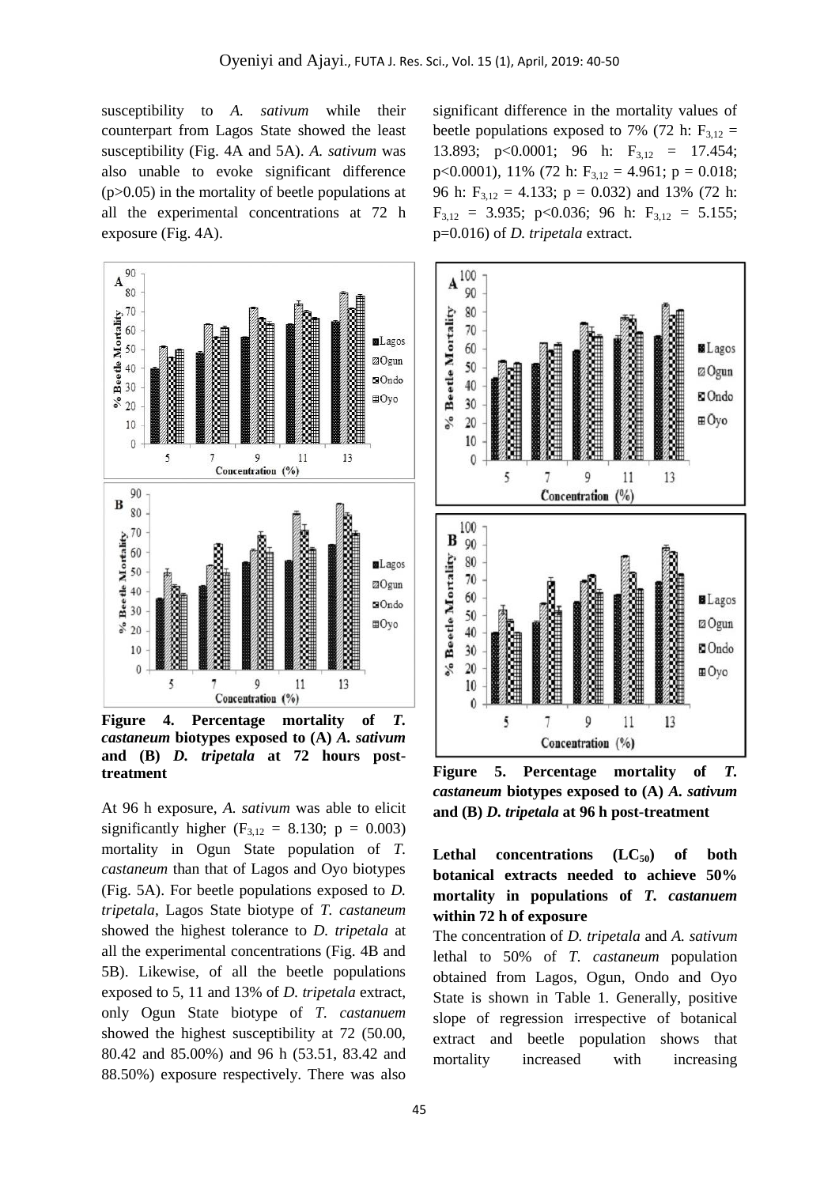susceptibility to *A. sativum* while their counterpart from Lagos State showed the least susceptibility (Fig. 4A and 5A). *A. sativum* was also unable to evoke significant difference ($p>0.05$) in the mortality of beetle populations at all the experimental concentrations at 72 h exposure (Fig. 4A).

**Figure 4. Percentage mortality of *T. castaneum* biotypes exposed to (A) *A. sativum* and (B) *D. tripetala* at 72 hours post-treatment**

At 96 h exposure, *A. sativum* was able to elicit significantly higher ($F_{3,12} = 8.130$; $p = 0.003$) mortality in Ogun State population of *T. castaneum* than that of Lagos and Oyo biotypes (Fig. 5A). For beetle populations exposed to *D. tripetala*, Lagos State biotype of *T. castaneum* showed the highest tolerance to *D. tripetala* at all the experimental concentrations (Fig. 4B and 5B). Likewise, of all the beetle populations exposed to 5, 11 and 13% of *D. tripetala* extract, only Ogun State biotype of *T. castanuem* showed the highest susceptibility at 72 (50.00, 80.42 and 85.00%) and 96 h (53.51, 83.42 and 88.50%) exposure respectively. There was also significant difference in the mortality values of beetle populations exposed to 7% (72 h: $F_{3,12} = 13.893$; $p<0.0001$; 96 h: $F_{3,12} = 17.454$; $p<0.0001$), 11% (72 h: $F_{3,12} = 4.961$; $p = 0.018$; 96 h: $F_{3,12} = 4.133$; $p = 0.032$) and 13% (72 h: $F_{3,12} = 3.935$; $p<0.036$; 96 h: $F_{3,12} = 5.155$; $p=0.016$) of *D. tripetala* extract.

**Figure 5. Percentage mortality of *T. castaneum* biotypes exposed to (A) *A. sativum* and (B) *D. tripetala* at 96 h post-treatment**

**Lethal concentrations ($LC_{50}$) of both botanical extracts needed to achieve 50% mortality in populations of *T. castanuem* within 72 h of exposure**

The concentration of *D. tripetala* and *A. sativum* lethal to 50% of *T. castaneum* population obtained from Lagos, Ogun, Ondo and Oyo State is shown in Table 1. Generally, positive slope of regression irrespective of botanical extract and beetle population shows that mortality increased with increasing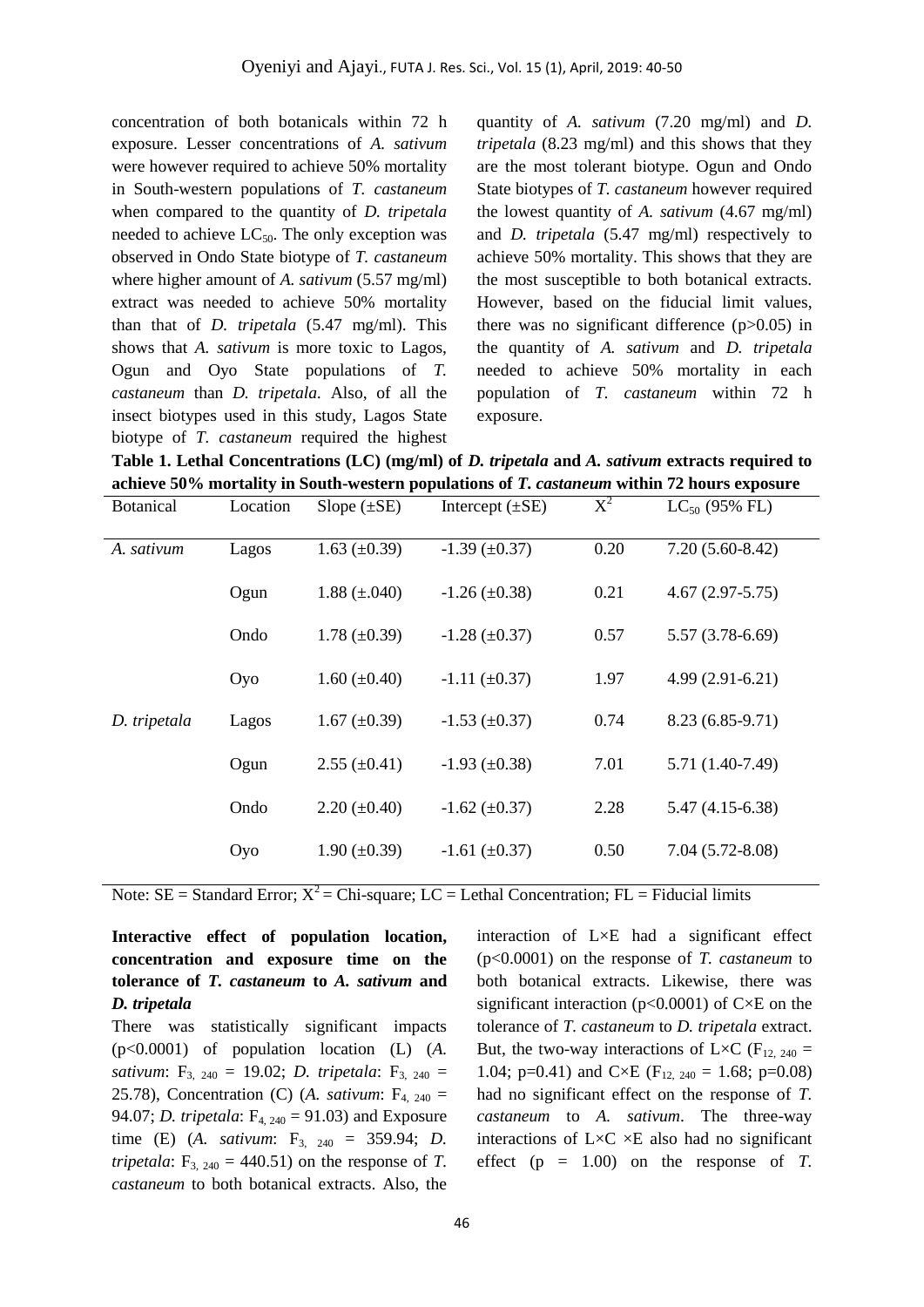concentration of both botanicals within 72 h exposure. Lesser concentrations of *A. sativum* were however required to achieve 50% mortality in South-western populations of *T. castaneum* when compared to the quantity of *D. tripetala* needed to achieve $LC_{50}$. The only exception was observed in Ondo State biotype of *T. castaneum* where higher amount of *A. sativum* (5.57 mg/ml) extract was needed to achieve 50% mortality than that of *D. tripetala* (5.47 mg/ml). This shows that *A. sativum* is more toxic to Lagos, Ogun and Oyo State populations of *T. castaneum* than *D. tripetala*. Also, of all the insect biotypes used in this study, Lagos State biotype of *T. castaneum* required the highest quantity of *A. sativum* (7.20 mg/ml) and *D. tripetala* (8.23 mg/ml) and this shows that they are the most tolerant biotype. Ogun and Ondo State biotypes of *T. castaneum* however required the lowest quantity of *A. sativum* (4.67 mg/ml) and *D. tripetala* (5.47 mg/ml) respectively to achieve 50% mortality. This shows that they are the most susceptible to both botanical extracts. However, based on the fiducial limit values, there was no significant difference ($p>0.05$) in the quantity of *A. sativum* and *D. tripetala* needed to achieve 50% mortality in each population of *T. castaneum* within 72 h exposure.

**Table 1. Lethal Concentrations (LC) (mg/ml) of *D. tripetala* and *A. sativum* extracts required to achieve 50% mortality in South-western populations of *T. castaneum* within 72 hours exposure**

| Botanical | Location | Slope (±SE) | Intercept (±SE) | $X^2$ | $LC_{50}$ (95% FL) |
|---|---|---|---|---|---|
| *A. sativum* | Lagos | 1.63 (±0.39) | -1.39 (±0.37) | 0.20 | 7.20 (5.60-8.42) |
| | Ogun | 1.88 (±.040) | -1.26 (±0.38) | 0.21 | 4.67 (2.97-5.75) |
| | Ondo | 1.78 (±0.39) | -1.28 (±0.37) | 0.57 | 5.57 (3.78-6.69) |
| | Oyo | 1.60 (±0.40) | -1.11 (±0.37) | 1.97 | 4.99 (2.91-6.21) |
| *D. tripetala* | Lagos | 1.67 (±0.39) | -1.53 (±0.37) | 0.74 | 8.23 (6.85-9.71) |
| | Ogun | 2.55 (±0.41) | -1.93 (±0.38) | 7.01 | 5.71 (1.40-7.49) |
| | Ondo | 2.20 (±0.40) | -1.62 (±0.37) | 2.28 | 5.47 (4.15-6.38) |
| | Oyo | 1.90 (±0.39) | -1.61 (±0.37) | 0.50 | 7.04 (5.72-8.08) |

Note: SE = Standard Error; $X^2$ = Chi-square; LC = Lethal Concentration; FL = Fiducial limits

**Interactive effect of population location, concentration and exposure time on the tolerance of *T. castaneum* to *A. sativum* and *D. tripetala***

There was statistically significant impacts ($p<0.0001$) of population location (L) (*A. sativum*: $F_{3,\,240} = 19.02$; *D. tripetala*: $F_{3,\,240} = 25.78$), Concentration (C) (*A. sativum*: $F_{4,\,240} = 94.07$; *D. tripetala*: $F_{4,\,240} = 91.03$) and Exposure time (E) (*A. sativum*: $F_{3,\,240} = 359.94$; *D. tripetala*: $F_{3,\,240} = 440.51$) on the response of *T. castaneum* to both botanical extracts. Also, the interaction of L×E had a significant effect ($p<0.0001$) on the response of *T. castaneum* to both botanical extracts. Likewise, there was significant interaction ($p<0.0001$) of C×E on the tolerance of *T. castaneum* to *D. tripetala* extract. But, the two-way interactions of L×C ($F_{12,\,240} = 1.04$; $p=0.41$) and C×E ($F_{12,\,240} = 1.68$; $p=0.08$) had no significant effect on the response of *T. castaneum* to *A. sativum*. The three-way interactions of L×C ×E also had no significant effect ($p = 1.00$) on the response of *T.*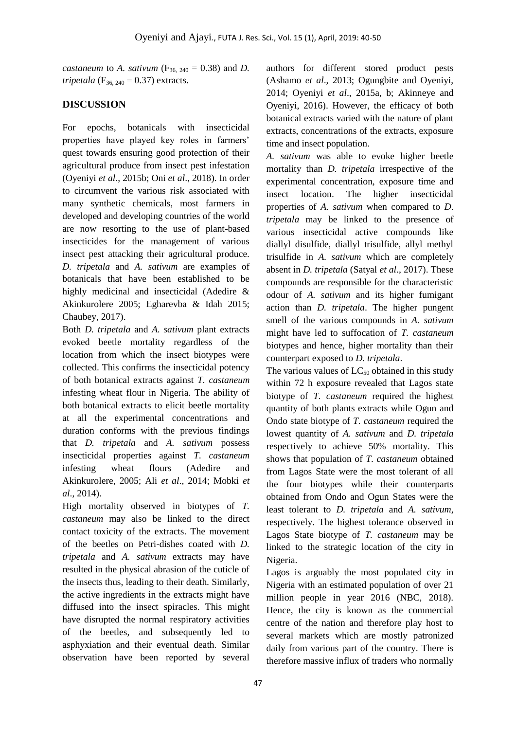*castaneum* to *A. sativum* ($F_{36, 240} = 0.38$) and *D. tripetala* ($F_{36, 240} = 0.37$) extracts.

## DISCUSSION

For epochs, botanicals with insecticidal properties have played key roles in farmers' quest towards ensuring good protection of their agricultural produce from insect pest infestation (Oyeniyi *et al*., 2015b; Oni *et al*., 2018). In order to circumvent the various risk associated with many synthetic chemicals, most farmers in developed and developing countries of the world are now resorting to the use of plant-based insecticides for the management of various insect pest attacking their agricultural produce. *D. tripetala* and *A. sativum* are examples of botanicals that have been established to be highly medicinal and insecticidal (Adedire & Akinkurolere 2005; Egharevba & Idah 2015; Chaubey, 2017).

Both *D. tripetala* and *A. sativum* plant extracts evoked beetle mortality regardless of the location from which the insect biotypes were collected. This confirms the insecticidal potency of both botanical extracts against *T. castaneum* infesting wheat flour in Nigeria. The ability of both botanical extracts to elicit beetle mortality at all the experimental concentrations and duration conforms with the previous findings that *D. tripetala* and *A. sativum* possess insecticidal properties against *T. castaneum* infesting wheat flours (Adedire and Akinkurolere, 2005; Ali *et al*., 2014; Mobki *et al*., 2014).

High mortality observed in biotypes of *T. castaneum* may also be linked to the direct contact toxicity of the extracts. The movement of the beetles on Petri-dishes coated with *D. tripetala* and *A. sativum* extracts may have resulted in the physical abrasion of the cuticle of the insects thus, leading to their death. Similarly, the active ingredients in the extracts might have diffused into the insect spiracles. This might have disrupted the normal respiratory activities of the beetles, and subsequently led to asphyxiation and their eventual death. Similar observation have been reported by several authors for different stored product pests (Ashamo *et al*., 2013; Ogungbite and Oyeniyi, 2014; Oyeniyi *et al*., 2015a, b; Akinneye and Oyeniyi, 2016). However, the efficacy of both botanical extracts varied with the nature of plant extracts, concentrations of the extracts, exposure time and insect population.

*A. sativum* was able to evoke higher beetle mortality than *D. tripetala* irrespective of the experimental concentration, exposure time and insect location. The higher insecticidal properties of *A. sativum* when compared to *D. tripetala* may be linked to the presence of various insecticidal active compounds like diallyl disulfide, diallyl trisulfide, allyl methyl trisulfide in *A. sativum* which are completely absent in *D. tripetala* (Satyal *et al*., 2017). These compounds are responsible for the characteristic odour of *A. sativum* and its higher fumigant action than *D. tripetala*. The higher pungent smell of the various compounds in *A. sativum* might have led to suffocation of *T. castaneum* biotypes and hence, higher mortality than their counterpart exposed to *D. tripetala*.

The various values of $LC_{50}$ obtained in this study within 72 h exposure revealed that Lagos state biotype of *T. castaneum* required the highest quantity of both plants extracts while Ogun and Ondo state biotype of *T. castaneum* required the lowest quantity of *A. sativum* and *D. tripetala* respectively to achieve 50% mortality. This shows that population of *T. castaneum* obtained from Lagos State were the most tolerant of all the four biotypes while their counterparts obtained from Ondo and Ogun States were the least tolerant to *D. tripetala* and *A. sativum*, respectively. The highest tolerance observed in Lagos State biotype of *T. castaneum* may be linked to the strategic location of the city in Nigeria.

Lagos is arguably the most populated city in Nigeria with an estimated population of over 21 million people in year 2016 (NBC, 2018). Hence, the city is known as the commercial centre of the nation and therefore play host to several markets which are mostly patronized daily from various part of the country. There is therefore massive influx of traders who normally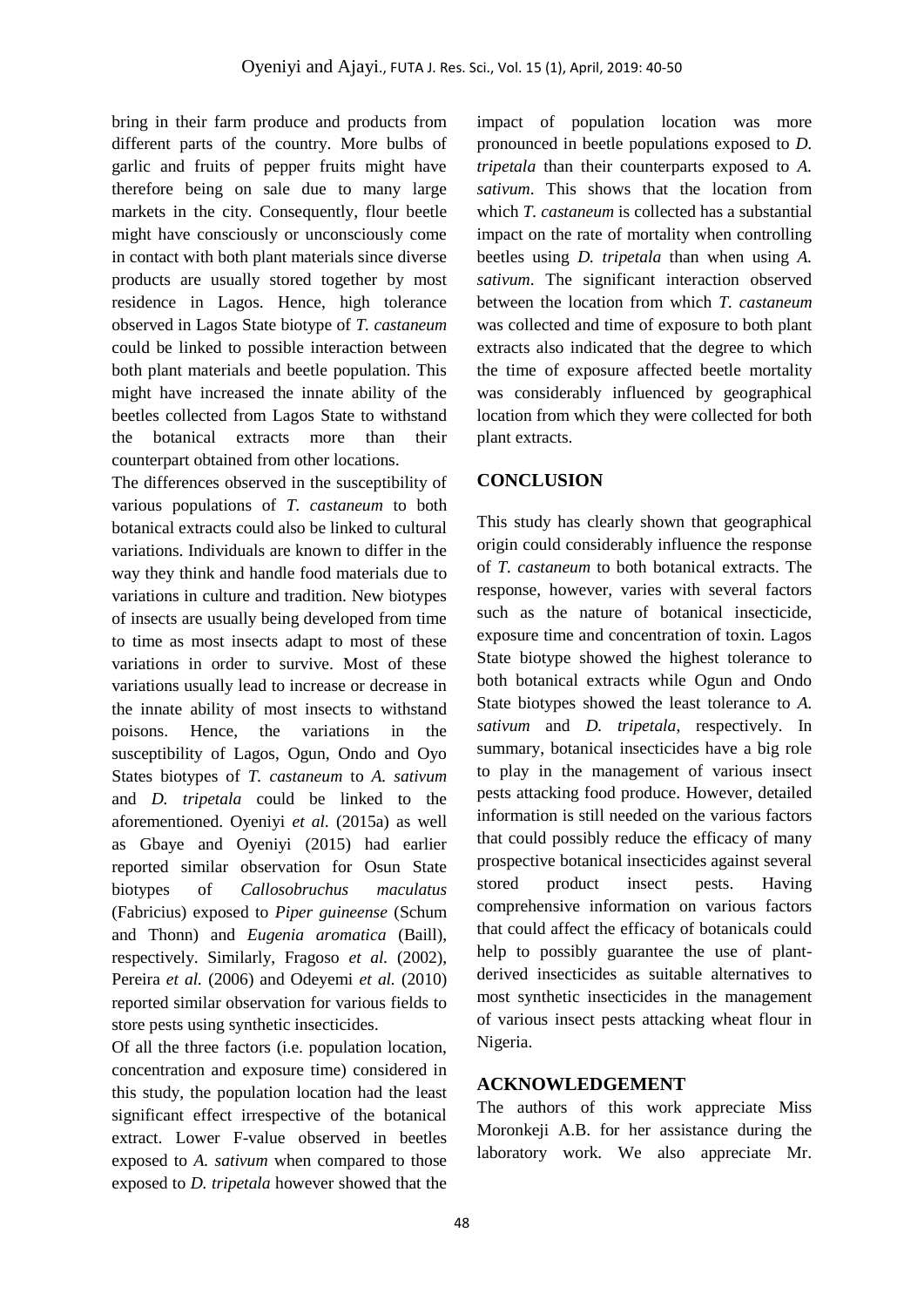bring in their farm produce and products from different parts of the country. More bulbs of garlic and fruits of pepper fruits might have therefore being on sale due to many large markets in the city. Consequently, flour beetle might have consciously or unconsciously come in contact with both plant materials since diverse products are usually stored together by most residence in Lagos. Hence, high tolerance observed in Lagos State biotype of *T. castaneum* could be linked to possible interaction between both plant materials and beetle population. This might have increased the innate ability of the beetles collected from Lagos State to withstand the botanical extracts more than their counterpart obtained from other locations.

The differences observed in the susceptibility of various populations of *T. castaneum* to both botanical extracts could also be linked to cultural variations. Individuals are known to differ in the way they think and handle food materials due to variations in culture and tradition. New biotypes of insects are usually being developed from time to time as most insects adapt to most of these variations in order to survive. Most of these variations usually lead to increase or decrease in the innate ability of most insects to withstand poisons. Hence, the variations in the susceptibility of Lagos, Ogun, Ondo and Oyo States biotypes of *T. castaneum* to *A. sativum* and *D. tripetala* could be linked to the aforementioned. Oyeniyi *et al.* (2015a) as well as Gbaye and Oyeniyi (2015) had earlier reported similar observation for Osun State biotypes of *Callosobruchus maculatus* (Fabricius) exposed to *Piper guineense* (Schum and Thonn) and *Eugenia aromatica* (Baill), respectively. Similarly, Fragoso *et al.* (2002), Pereira *et al.* (2006) and Odeyemi *et al.* (2010) reported similar observation for various fields to store pests using synthetic insecticides.

Of all the three factors (i.e. population location, concentration and exposure time) considered in this study, the population location had the least significant effect irrespective of the botanical extract. Lower F-value observed in beetles exposed to *A. sativum* when compared to those exposed to *D. tripetala* however showed that the impact of population location was more pronounced in beetle populations exposed to *D. tripetala* than their counterparts exposed to *A. sativum*. This shows that the location from which *T. castaneum* is collected has a substantial impact on the rate of mortality when controlling beetles using *D. tripetala* than when using *A. sativum*. The significant interaction observed between the location from which *T. castaneum* was collected and time of exposure to both plant extracts also indicated that the degree to which the time of exposure affected beetle mortality was considerably influenced by geographical location from which they were collected for both plant extracts.

## CONCLUSION

This study has clearly shown that geographical origin could considerably influence the response of *T. castaneum* to both botanical extracts. The response, however, varies with several factors such as the nature of botanical insecticide, exposure time and concentration of toxin. Lagos State biotype showed the highest tolerance to both botanical extracts while Ogun and Ondo State biotypes showed the least tolerance to *A. sativum* and *D. tripetala*, respectively. In summary, botanical insecticides have a big role to play in the management of various insect pests attacking food produce. However, detailed information is still needed on the various factors that could possibly reduce the efficacy of many prospective botanical insecticides against several stored product insect pests. Having comprehensive information on various factors that could affect the efficacy of botanicals could help to possibly guarantee the use of plant-derived insecticides as suitable alternatives to most synthetic insecticides in the management of various insect pests attacking wheat flour in Nigeria.

## ACKNOWLEDGEMENT

The authors of this work appreciate Miss Moronkeji A.B. for her assistance during the laboratory work. We also appreciate Mr.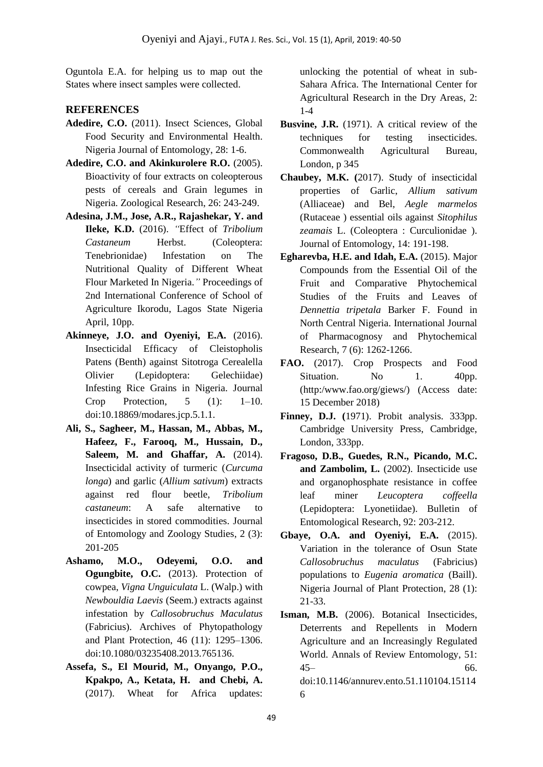Oguntola E.A. for helping us to map out the States where insect samples were collected.

## REFERENCES

**Adedire, C.O.** (2011). Insect Sciences, Global Food Security and Environmental Health. Nigeria Journal of Entomology, 28: 1-6.

**Adedire, C.O. and Akinkurolere R.O.** (2005). Bioactivity of four extracts on coleopterous pests of cereals and Grain legumes in Nigeria. Zoological Research, 26: 243-249.

**Adesina, J.M., Jose, A.R., Rajashekar, Y. and Ileke, K.D.** (2016). "Effect of *Tribolium Castaneum* Herbst. (Coleoptera: Tenebrionidae) Infestation on The Nutritional Quality of Different Wheat Flour Marketed In Nigeria." Proceedings of 2nd International Conference of School of Agriculture Ikorodu, Lagos State Nigeria April, 10pp.

**Akinneye, J.O. and Oyeniyi, E.A.** (2016). Insecticidal Efficacy of Cleistopholis Patens (Benth) against Sitotroga Cerealella Olivier (Lepidoptera: Gelechiidae) Infesting Rice Grains in Nigeria. Journal Crop Protection, 5 (1): 1–10. doi:10.18869/modares.jcp.5.1.1.

**Ali, S., Sagheer, M., Hassan, M., Abbas, M., Hafeez, F., Farooq, M., Hussain, D., Saleem, M. and Ghaffar, A.** (2014). Insecticidal activity of turmeric (*Curcuma longa*) and garlic (*Allium sativum*) extracts against red flour beetle, *Tribolium castaneum*: A safe alternative to insecticides in stored commodities. Journal of Entomology and Zoology Studies, 2 (3): 201-205

**Ashamo, M.O., Odeyemi, O.O. and Ogungbite, O.C.** (2013). Protection of cowpea, *Vigna Unguiculata* L. (Walp.) with *Newbouldia Laevis* (Seem.) extracts against infestation by *Callosobruchus Maculatus* (Fabricius). Archives of Phytopathology and Plant Protection, 46 (11): 1295–1306. doi:10.1080/03235408.2013.765136.

**Assefa, S., El Mourid, M., Onyango, P.O., Kpakpo, A., Ketata, H. and Chebi, A.** (2017). Wheat for Africa updates: unlocking the potential of wheat in sub-Sahara Africa. The International Center for Agricultural Research in the Dry Areas, 2: 1-4

**Busvine, J.R.** (1971). A critical review of the techniques for testing insecticides. Commonwealth Agricultural Bureau, London, p 345

**Chaubey, M.K. (**2017). Study of insecticidal properties of Garlic, *Allium sativum* (Alliaceae) and Bel, *Aegle marmelos* (Rutaceae ) essential oils against *Sitophilus zeamais* L. (Coleoptera : Curculionidae ). Journal of Entomology, 14: 191-198.

**Egharevba, H.E. and Idah, E.A.** (2015). Major Compounds from the Essential Oil of the Fruit and Comparative Phytochemical Studies of the Fruits and Leaves of *Dennettia tripetala* Barker F. Found in North Central Nigeria. International Journal of Pharmacognosy and Phytochemical Research, 7 (6): 1262-1266.

**FAO.** (2017). Crop Prospects and Food Situation. No 1. 40pp. (http:/www.fao.org/giews/) (Access date: 15 December 2018)

**Finney, D.J. (**1971). Probit analysis. 333pp. Cambridge University Press, Cambridge, London, 333pp.

**Fragoso, D.B., Guedes, R.N., Picando, M.C. and Zambolim, L.** (2002). Insecticide use and organophosphate resistance in coffee leaf miner *Leucoptera coffeella* (Lepidoptera: Lyonetiidae). Bulletin of Entomological Research, 92: 203-212.

**Gbaye, O.A. and Oyeniyi, E.A.** (2015). Variation in the tolerance of Osun State *Callosobruchus maculatus* (Fabricius) populations to *Eugenia aromatica* (Baill). Nigeria Journal of Plant Protection, 28 (1): 21-33.

**Isman, M.B.** (2006). Botanical Insecticides, Deterrents and Repellents in Modern Agriculture and an Increasingly Regulated World. Annals of Review Entomology, 51: 45– 66. doi:10.1146/annurev.ento.51.110104.151146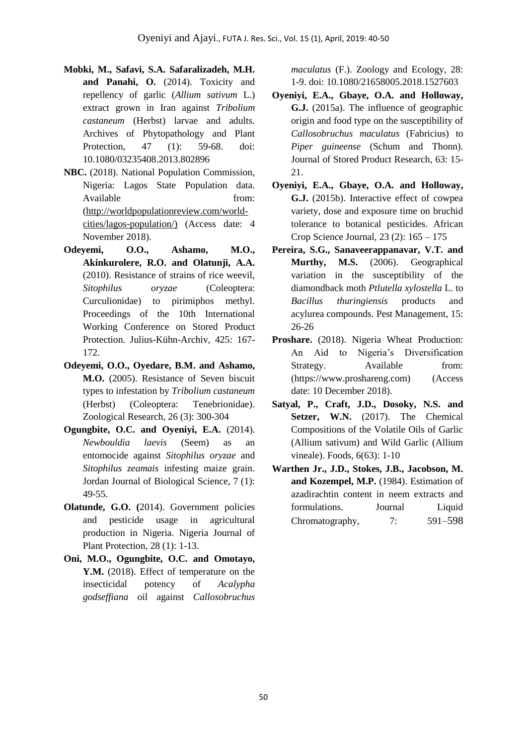**Mobki, M., Safavi, S.A. Safaralizadeh, M.H. and Panahi, O.** (2014). Toxicity and repellency of garlic (*Allium sativum* L.) extract grown in Iran against *Tribolium castaneum* (Herbst) larvae and adults. Archives of Phytopathology and Plant Protection, 47 (1): 59-68. doi: 10.1080/03235408.2013.802896

**NBC.** (2018). National Population Commission, Nigeria: Lagos State Population data. Available from: (http://worldpopulationreview.com/world-cities/lagos-population/) (Access date: 4 November 2018).

**Odeyemi, O.O., Ashamo, M.O., Akinkurolere, R.O. and Olatunji, A.A.** (2010). Resistance of strains of rice weevil, *Sitophilus oryzae* (Coleoptera: Curculionidae) to pirimiphos methyl. Proceedings of the 10th International Working Conference on Stored Product Protection. Julius-Kühn-Archiv, 425: 167-172.

**Odeyemi, O.O., Oyedare, B.M. and Ashamo, M.O.** (2005). Resistance of Seven biscuit types to infestation by *Tribolium castaneum* (Herbst) (Coleoptera: Tenebrionidae). Zoological Research, 26 (3): 300-304

**Ogungbite, O.C. and Oyeniyi, E.A.** (2014). *Newbouldia laevis* (Seem) as an entomocide against *Sitophilus oryzae* and *Sitophilus zeamais* infesting maize grain. Jordan Journal of Biological Science, 7 (1): 49-55.

**Olatunde, G.O. (**2014). Government policies and pesticide usage in agricultural production in Nigeria. Nigeria Journal of Plant Protection, 28 (1): 1-13.

**Oni, M.O., Ogungbite, O.C. and Omotayo, Y.M.** (2018). Effect of temperature on the insecticidal potency of *Acalypha godseffiana* oil against *Callosobruchus maculatus* (F.). Zoology and Ecology, 28: 1-9. doi: 10.1080/21658005.2018.1527603

**Oyeniyi, E.A., Gbaye, O.A. and Holloway, G.J.** (2015a). The influence of geographic origin and food type on the susceptibility of *Callosobruchus maculatus* (Fabricius) to *Piper guineense* (Schum and Thonn). Journal of Stored Product Research, 63: 15-21.

**Oyeniyi, E.A., Gbaye, O.A. and Holloway, G.J.** (2015b). Interactive effect of cowpea variety, dose and exposure time on bruchid tolerance to botanical pesticides. African Crop Science Journal, 23 (2): 165 – 175

**Pereira, S.G., Sanaveerappanavar, V.T. and Murthy, M.S.** (2006). Geographical variation in the susceptibility of the diamondback moth *Ptlutella xylostella* L. to *Bacillus thuringiensis* products and acylurea compounds. Pest Management, 15: 26-26

**Proshare.** (2018). Nigeria Wheat Production: An Aid to Nigeria's Diversification Strategy. Available from: (https://www.proshareng.com) (Access date: 10 December 2018).

**Satyal, P., Craft, J.D., Dosoky, N.S. and Setzer, W.N.** (2017). The Chemical Compositions of the Volatile Oils of Garlic (Allium sativum) and Wild Garlic (Allium vineale). Foods, 6(63): 1-10

**Warthen Jr., J.D., Stokes, J.B., Jacobson, M. and Kozempel, M.P.** (1984). Estimation of azadirachtin content in neem extracts and formulations. Journal Liquid Chromatography, 7: 591–598